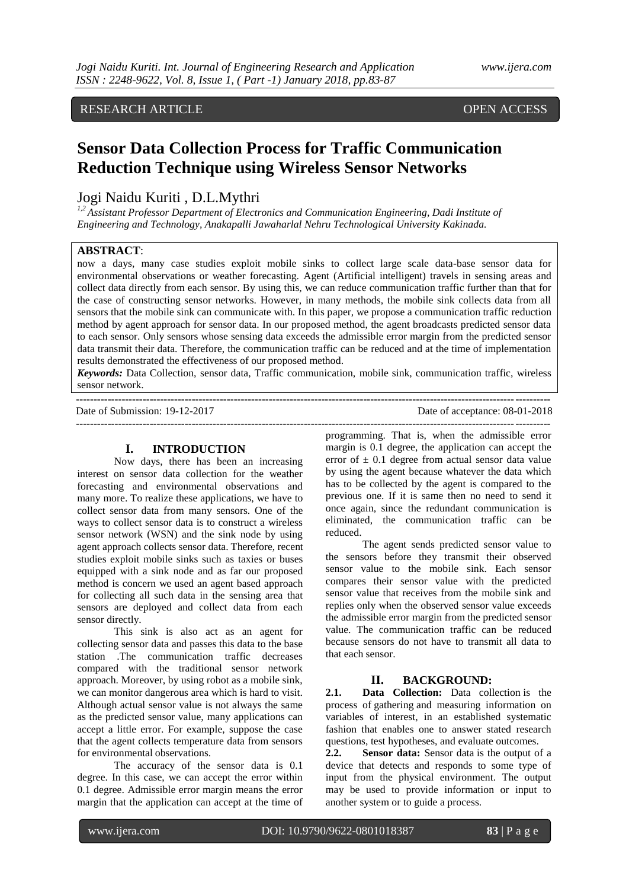RESEARCH ARTICLE OPEN ACCESS

# Sensor Data Collection Process for Traffic Communication Reduction Technique using Wireless Sensor Networks

Jogi Naidu Kuriti , D.L.Mythri

[1,2] *Assistant Professor Department of Electronics and Communication Engineering, Dadi Institute of Engineering and Technology, Anakapalli Jawaharlal Nehru Technological University Kakinada.*

**ABSTRACT**:

now a days, many case studies exploit mobile sinks to collect large scale data-base sensor data for environmental observations or weather forecasting. Agent (Artificial intelligent) travels in sensing areas and collect data directly from each sensor. By using this, we can reduce communication traffic further than that for the case of constructing sensor networks. However, in many methods, the mobile sink collects data from all sensors that the mobile sink can communicate with. In this paper, we propose a communication traffic reduction method by agent approach for sensor data. In our proposed method, the agent broadcasts predicted sensor data to each sensor. Only sensors whose sensing data exceeds the admissible error margin from the predicted sensor data transmit their data. Therefore, the communication traffic can be reduced and at the time of implementation results demonstrated the effectiveness of our proposed method.

***Keywords:*** Data Collection, sensor data, Traffic communication, mobile sink, communication traffic, wireless sensor network.

Date of Submission: 19-12-2017 Date of acceptance: 08-01-2018

## I. INTRODUCTION

Now days, there has been an increasing interest on sensor data collection for the weather forecasting and environmental observations and many more. To realize these applications, we have to collect sensor data from many sensors. One of the ways to collect sensor data is to construct a wireless sensor network (WSN) and the sink node by using agent approach collects sensor data. Therefore, recent studies exploit mobile sinks such as taxies or buses equipped with a sink node and as far our proposed method is concern we used an agent based approach for collecting all such data in the sensing area that sensors are deployed and collect data from each sensor directly.

This sink is also act as an agent for collecting sensor data and passes this data to the base station .The communication traffic decreases compared with the traditional sensor network approach. Moreover, by using robot as a mobile sink, we can monitor dangerous area which is hard to visit. Although actual sensor value is not always the same as the predicted sensor value, many applications can accept a little error. For example, suppose the case that the agent collects temperature data from sensors for environmental observations.

The accuracy of the sensor data is 0.1 degree. In this case, we can accept the error within 0.1 degree. Admissible error margin means the error margin that the application can accept at the time of programming. That is, when the admissible error margin is 0.1 degree, the application can accept the error of $\pm$ 0.1 degree from actual sensor data value by using the agent because whatever the data which has to be collected by the agent is compared to the previous one. If it is same then no need to send it once again, since the redundant communication is eliminated, the communication traffic can be reduced.

The agent sends predicted sensor value to the sensors before they transmit their observed sensor value to the mobile sink. Each sensor compares their sensor value with the predicted sensor value that receives from the mobile sink and replies only when the observed sensor value exceeds the admissible error margin from the predicted sensor value. The communication traffic can be reduced because sensors do not have to transmit all data to that each sensor.

## II. BACKGROUND:

**2.1. Data Collection:** Data collection is the process of gathering and measuring information on variables of interest, in an established systematic fashion that enables one to answer stated research questions, test hypotheses, and evaluate outcomes.

**2.2. Sensor data:** Sensor data is the output of a device that detects and responds to some type of input from the physical environment. The output may be used to provide information or input to another system or to guide a process.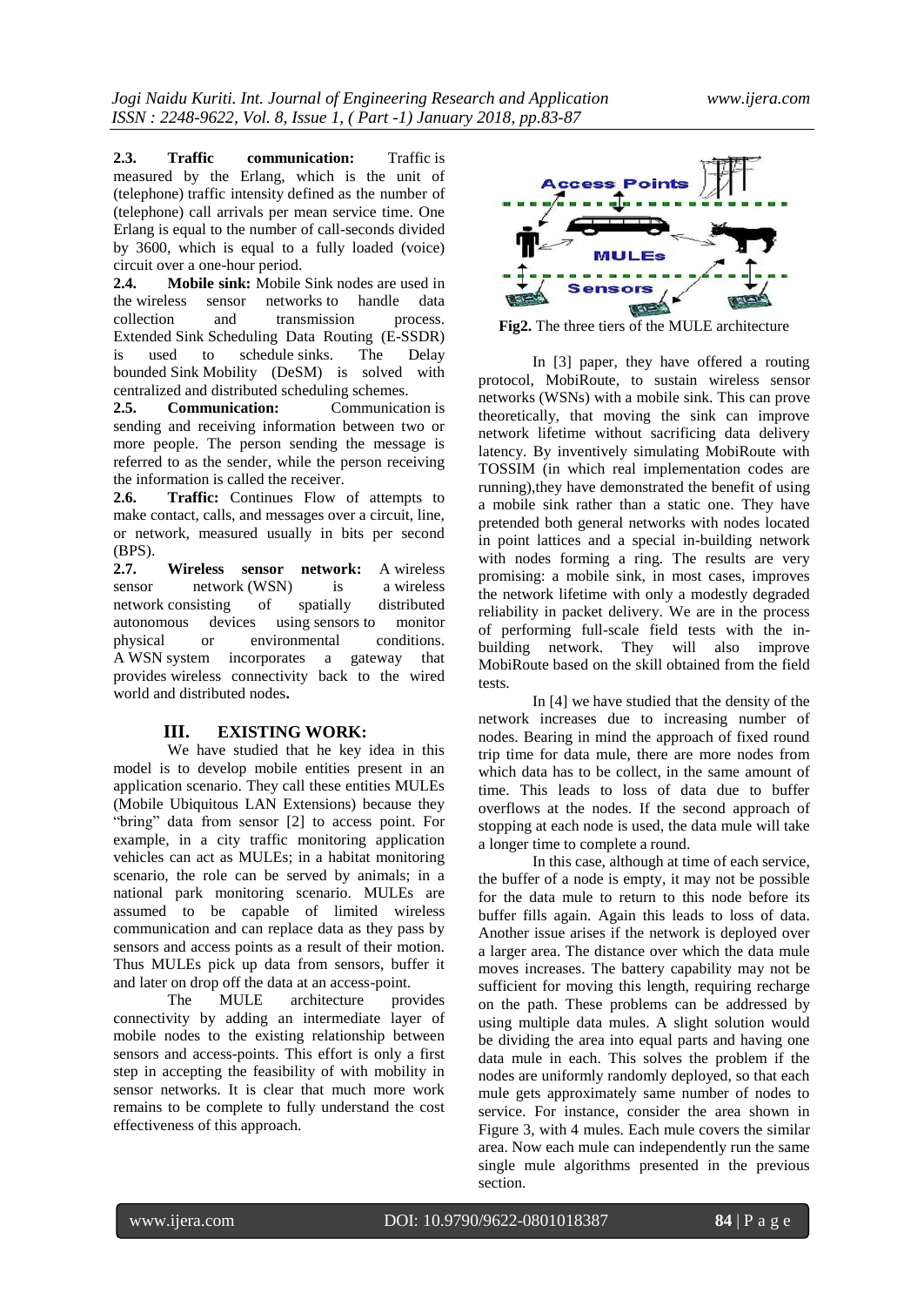**2.3. Traffic communication:** Traffic is measured by the Erlang, which is the unit of (telephone) traffic intensity defined as the number of (telephone) call arrivals per mean service time. One Erlang is equal to the number of call-seconds divided by 3600, which is equal to a fully loaded (voice) circuit over a one-hour period.

**2.4. Mobile sink:** Mobile Sink nodes are used in the wireless sensor networks to handle data collection and transmission process. Extended Sink Scheduling Data Routing (E-SSDR) is used to schedule sinks. The Delay bounded Sink Mobility (DeSM) is solved with centralized and distributed scheduling schemes.

**2.5. Communication:** Communication is sending and receiving information between two or more people. The person sending the message is referred to as the sender, while the person receiving the information is called the receiver.

**2.6. Traffic:** Continues Flow of attempts to make contact, calls, and messages over a circuit, line, or network, measured usually in bits per second (BPS).

**2.7. Wireless sensor network:** A wireless sensor network (WSN) is a wireless network consisting of spatially distributed autonomous devices using sensors to monitor physical or environmental conditions. A WSN system incorporates a gateway that provides wireless connectivity back to the wired world and distributed nodes**.**

## III. EXISTING WORK:

We have studied that he key idea in this model is to develop mobile entities present in an application scenario. They call these entities MULEs (Mobile Ubiquitous LAN Extensions) because they "bring" data from sensor [2] to access point. For example, in a city traffic monitoring application vehicles can act as MULEs; in a habitat monitoring scenario, the role can be served by animals; in a national park monitoring scenario. MULEs are assumed to be capable of limited wireless communication and can replace data as they pass by sensors and access points as a result of their motion. Thus MULEs pick up data from sensors, buffer it and later on drop off the data at an access-point.

The MULE architecture provides connectivity by adding an intermediate layer of mobile nodes to the existing relationship between sensors and access-points. This effort is only a first step in accepting the feasibility of with mobility in sensor networks. It is clear that much more work remains to be complete to fully understand the cost effectiveness of this approach.

**Fig2.** The three tiers of the MULE architecture

In [3] paper, they have offered a routing protocol, MobiRoute, to sustain wireless sensor networks (WSNs) with a mobile sink. This can prove theoretically, that moving the sink can improve network lifetime without sacrificing data delivery latency. By inventively simulating MobiRoute with TOSSIM (in which real implementation codes are running),they have demonstrated the benefit of using a mobile sink rather than a static one. They have pretended both general networks with nodes located in point lattices and a special in-building network with nodes forming a ring. The results are very promising: a mobile sink, in most cases, improves the network lifetime with only a modestly degraded reliability in packet delivery. We are in the process of performing full-scale field tests with the in-building network. They will also improve MobiRoute based on the skill obtained from the field tests.

In [4] we have studied that the density of the network increases due to increasing number of nodes. Bearing in mind the approach of fixed round trip time for data mule, there are more nodes from which data has to be collect, in the same amount of time. This leads to loss of data due to buffer overflows at the nodes. If the second approach of stopping at each node is used, the data mule will take a longer time to complete a round.

In this case, although at time of each service, the buffer of a node is empty, it may not be possible for the data mule to return to this node before its buffer fills again. Again this leads to loss of data. Another issue arises if the network is deployed over a larger area. The distance over which the data mule moves increases. The battery capability may not be sufficient for moving this length, requiring recharge on the path. These problems can be addressed by using multiple data mules. A slight solution would be dividing the area into equal parts and having one data mule in each. This solves the problem if the nodes are uniformly randomly deployed, so that each mule gets approximately same number of nodes to service. For instance, consider the area shown in Figure 3, with 4 mules. Each mule covers the similar area. Now each mule can independently run the same single mule algorithms presented in the previous section.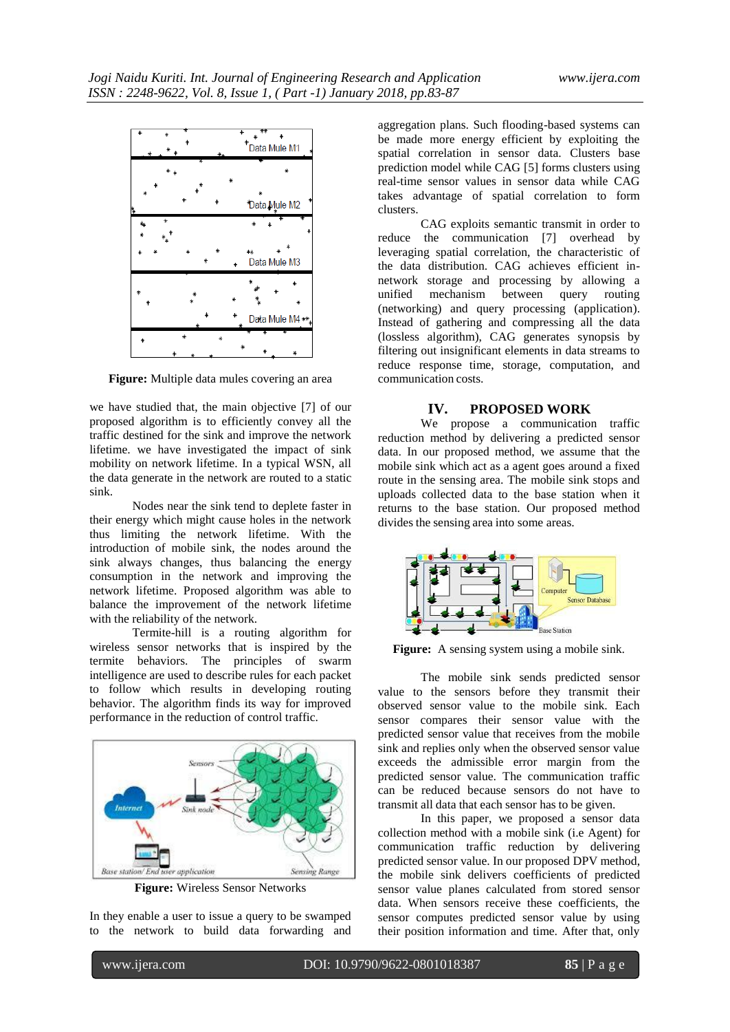Figure: Multiple data mules covering an area

we have studied that, the main objective [7] of our proposed algorithm is to efficiently convey all the traffic destined for the sink and improve the network lifetime. we have investigated the impact of sink mobility on network lifetime. In a typical WSN, all the data generate in the network are routed to a static sink.

Nodes near the sink tend to deplete faster in their energy which might cause holes in the network thus limiting the network lifetime. With the introduction of mobile sink, the nodes around the sink always changes, thus balancing the energy consumption in the network and improving the network lifetime. Proposed algorithm was able to balance the improvement of the network lifetime with the reliability of the network.

Termite-hill is a routing algorithm for wireless sensor networks that is inspired by the termite behaviors. The principles of swarm intelligence are used to describe rules for each packet to follow which results in developing routing behavior. The algorithm finds its way for improved performance in the reduction of control traffic.

**Figure:** Wireless Sensor Networks

In they enable a user to issue a query to be swamped to the network to build data forwarding and aggregation plans. Such flooding-based systems can be made more energy efficient by exploiting the spatial correlation in sensor data. Clusters base prediction model while CAG [5] forms clusters using real-time sensor values in sensor data while CAG takes advantage of spatial correlation to form clusters.

CAG exploits semantic transmit in order to reduce the communication [7] overhead by leveraging spatial correlation, the characteristic of the data distribution. CAG achieves efficient in-network storage and processing by allowing a unified mechanism between query routing (networking) and query processing (application). Instead of gathering and compressing all the data (lossless algorithm), CAG generates synopsis by filtering out insignificant elements in data streams to reduce response time, storage, computation, and communication costs.

## IV. PROPOSED WORK

We propose a communication traffic reduction method by delivering a predicted sensor data. In our proposed method, we assume that the mobile sink which act as a agent goes around a fixed route in the sensing area. The mobile sink stops and uploads collected data to the base station when it returns to the base station. Our proposed method divides the sensing area into some areas.

**Figure:** A sensing system using a mobile sink.

The mobile sink sends predicted sensor value to the sensors before they transmit their observed sensor value to the mobile sink. Each sensor compares their sensor value with the predicted sensor value that receives from the mobile sink and replies only when the observed sensor value exceeds the admissible error margin from the predicted sensor value. The communication traffic can be reduced because sensors do not have to transmit all data that each sensor has to be given.

In this paper, we proposed a sensor data collection method with a mobile sink (i.e Agent) for communication traffic reduction by delivering predicted sensor value. In our proposed DPV method, the mobile sink delivers coefficients of predicted sensor value planes calculated from stored sensor data. When sensors receive these coefficients, the sensor computes predicted sensor value by using their position information and time. After that, only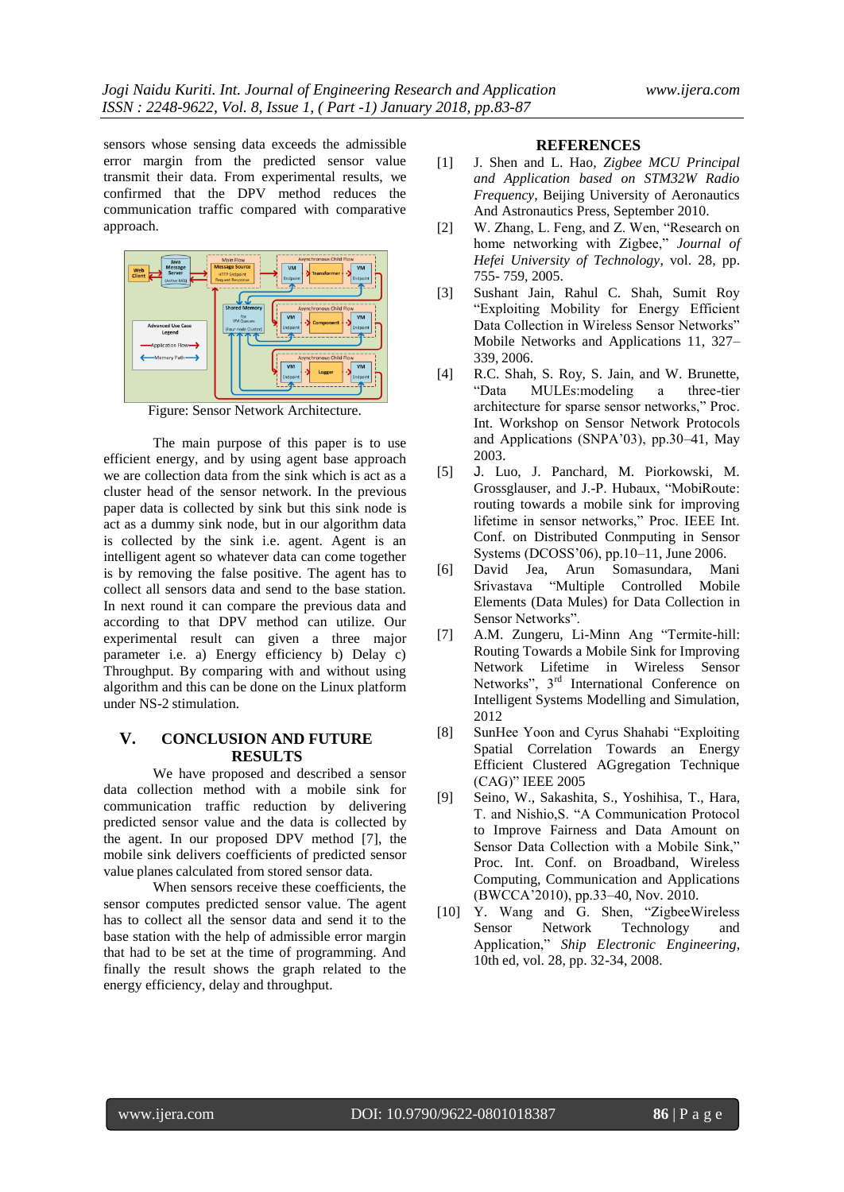sensors whose sensing data exceeds the admissible error margin from the predicted sensor value transmit their data. From experimental results, we confirmed that the DPV method reduces the communication traffic compared with comparative approach.

Figure: Sensor Network Architecture.

The main purpose of this paper is to use efficient energy, and by using agent base approach we are collection data from the sink which is act as a cluster head of the sensor network. In the previous paper data is collected by sink but this sink node is act as a dummy sink node, but in our algorithm data is collected by the sink i.e. agent. Agent is an intelligent agent so whatever data can come together is by removing the false positive. The agent has to collect all sensors data and send to the base station. In next round it can compare the previous data and according to that DPV method can utilize. Our experimental result can given a three major parameter i.e. a) Energy efficiency b) Delay c) Throughput. By comparing with and without using algorithm and this can be done on the Linux platform under NS-2 stimulation.

## V. CONCLUSION AND FUTURE RESULTS

We have proposed and described a sensor data collection method with a mobile sink for communication traffic reduction by delivering predicted sensor value and the data is collected by the agent. In our proposed DPV method [7], the mobile sink delivers coefficients of predicted sensor value planes calculated from stored sensor data.

When sensors receive these coefficients, the sensor computes predicted sensor value. The agent has to collect all the sensor data and send it to the base station with the help of admissible error margin that had to be set at the time of programming. And finally the result shows the graph related to the energy efficiency, delay and throughput.

## REFERENCES

[1] J. Shen and L. Hao, *Zigbee MCU Principal and Application based on STM32W Radio Frequency*, Beijing University of Aeronautics And Astronautics Press, September 2010.

[2] W. Zhang, L. Feng, and Z. Wen, "Research on home networking with Zigbee," *Journal of Hefei University of Technology*, vol. 28, pp. 755- 759, 2005.

[3] Sushant Jain, Rahul C. Shah, Sumit Roy "Exploiting Mobility for Energy Efficient Data Collection in Wireless Sensor Networks" Mobile Networks and Applications 11, 327–339, 2006.

[4] R.C. Shah, S. Roy, S. Jain, and W. Brunette, "Data MULEs:modeling a three-tier architecture for sparse sensor networks," Proc. Int. Workshop on Sensor Network Protocols and Applications (SNPA'03), pp.30–41, May 2003.

[5] J. Luo, J. Panchard, M. Piorkowski, M. Grossglauser, and J.-P. Hubaux, "MobiRoute: routing towards a mobile sink for improving lifetime in sensor networks," Proc. IEEE Int. Conf. on Distributed Conmputing in Sensor Systems (DCOSS'06), pp.10–11, June 2006.

[6] David Jea, Arun Somasundara, Mani Srivastava "Multiple Controlled Mobile Elements (Data Mules) for Data Collection in Sensor Networks".

[7] A.M. Zungeru, Li-Minn Ang "Termite-hill: Routing Towards a Mobile Sink for Improving Network Lifetime in Wireless Sensor Networks", 3rd International Conference on Intelligent Systems Modelling and Simulation, 2012

[8] SunHee Yoon and Cyrus Shahabi "Exploiting Spatial Correlation Towards an Energy Efficient Clustered AGgregation Technique (CAG)" IEEE 2005

[9] Seino, W., Sakashita, S., Yoshihisa, T., Hara, T. and Nishio,S. "A Communication Protocol to Improve Fairness and Data Amount on Sensor Data Collection with a Mobile Sink," Proc. Int. Conf. on Broadband, Wireless Computing, Communication and Applications (BWCCA'2010), pp.33–40, Nov. 2010.

[10] Y. Wang and G. Shen, "ZigbeeWireless Sensor Network Technology and Application," *Ship Electronic Engineering*, 10th ed, vol. 28, pp. 32-34, 2008.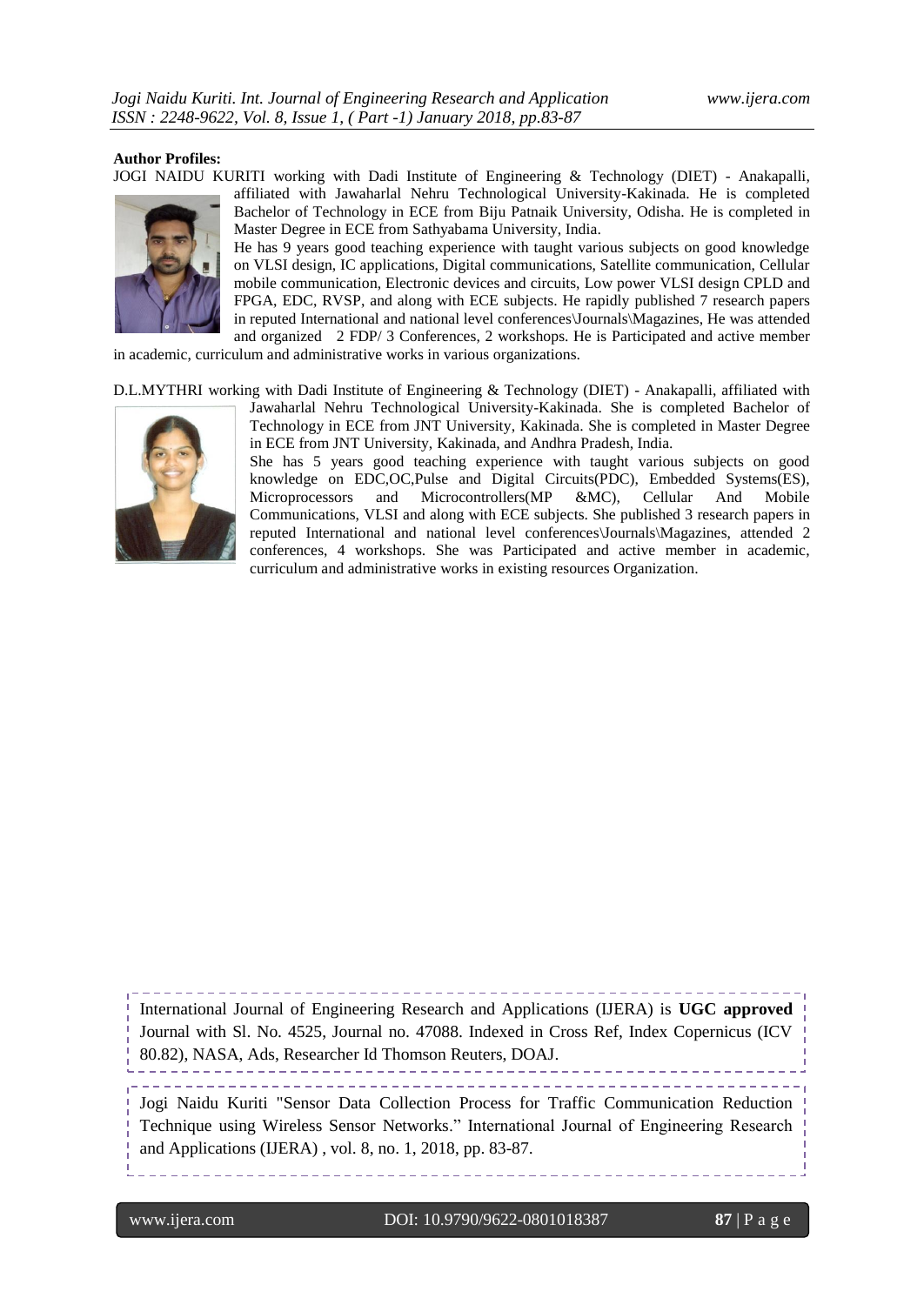**Author Profiles:**

JOGI NAIDU KURITI working with Dadi Institute of Engineering & Technology (DIET) - Anakapalli, affiliated with Jawaharlal Nehru Technological University-Kakinada. He is completed Bachelor of Technology in ECE from Biju Patnaik University, Odisha. He is completed in Master Degree in ECE from Sathyabama University, India.

He has 9 years good teaching experience with taught various subjects on good knowledge on VLSI design, IC applications, Digital communications, Satellite communication, Cellular mobile communication, Electronic devices and circuits, Low power VLSI design CPLD and FPGA, EDC, RVSP, and along with ECE subjects. He rapidly published 7 research papers in reputed International and national level conferences\Journals\Magazines, He was attended and organized 2 FDP/ 3 Conferences, 2 workshops. He is Participated and active member in academic, curriculum and administrative works in various organizations.

D.L.MYTHRI working with Dadi Institute of Engineering & Technology (DIET) - Anakapalli, affiliated with Jawaharlal Nehru Technological University-Kakinada. She is completed Bachelor of Technology in ECE from JNT University, Kakinada. She is completed in Master Degree in ECE from JNT University, Kakinada, and Andhra Pradesh, India.

She has 5 years good teaching experience with taught various subjects on good knowledge on EDC,OC,Pulse and Digital Circuits(PDC), Embedded Systems(ES), Microprocessors and Microcontrollers(MP &MC), Cellular And Mobile Communications, VLSI and along with ECE subjects. She published 3 research papers in reputed International and national level conferences\Journals\Magazines, attended 2 conferences, 4 workshops. She was Participated and active member in academic, curriculum and administrative works in existing resources Organization.

International Journal of Engineering Research and Applications (IJERA) is **UGC approved** Journal with Sl. No. 4525, Journal no. 47088. Indexed in Cross Ref, Index Copernicus (ICV 80.82), NASA, Ads, Researcher Id Thomson Reuters, DOAJ.

Jogi Naidu Kuriti "Sensor Data Collection Process for Traffic Communication Reduction Technique using Wireless Sensor Networks." International Journal of Engineering Research and Applications (IJERA) , vol. 8, no. 1, 2018, pp. 83-87.